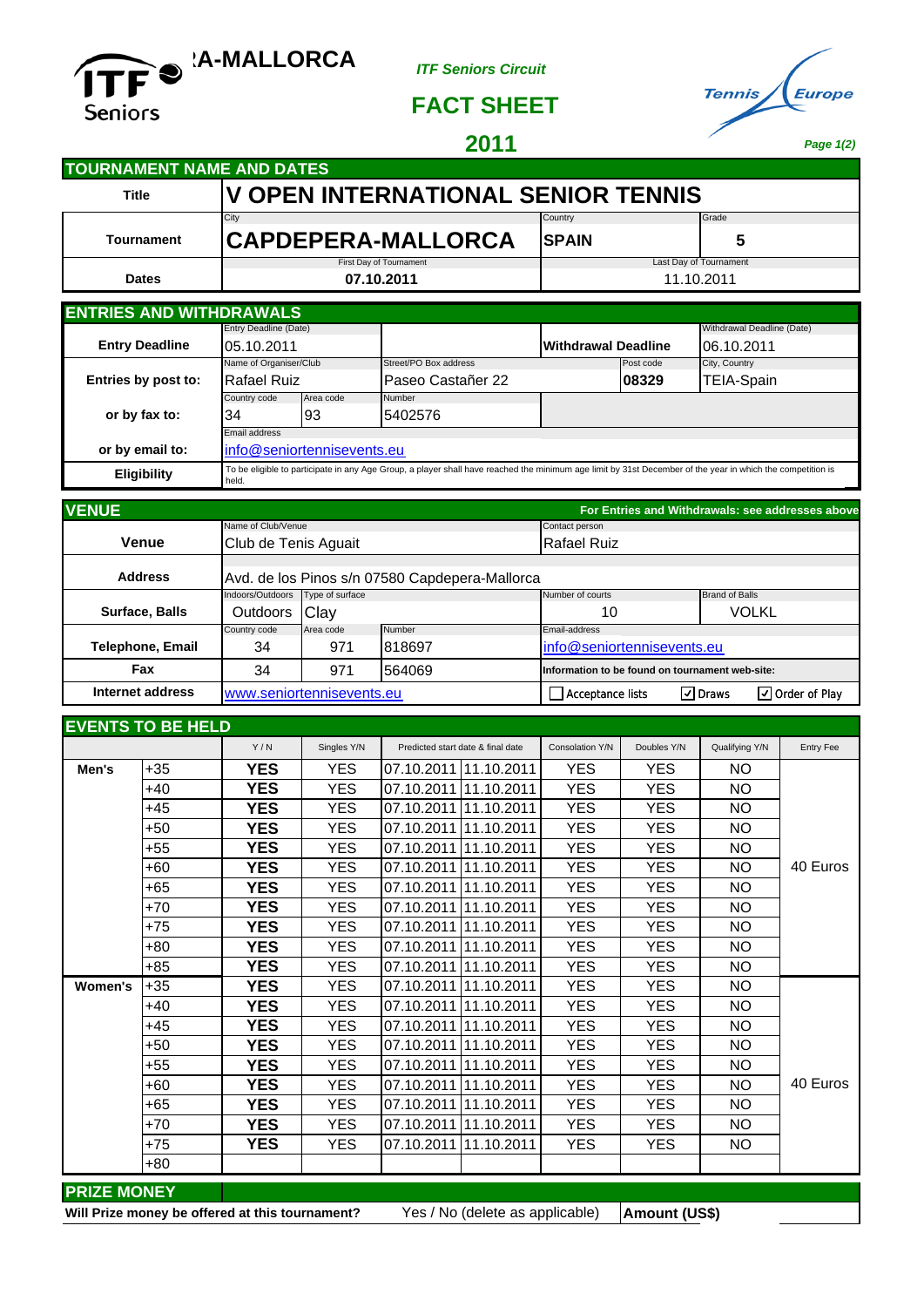:A-MALLORCA

*ITF Seniors Circuit*

# FACT SHEET

**2011**

## TOURNAMENT NAME AND DATES

| | | | |
|---|---|---|---|
| **Title** | **V OPEN INTERNATIONAL SENIOR TENNIS** | | |
| **Tournament** | City: **CAPDEPERA-MALLORCA** | Country: **SPAIN** | Grade: **5** |
| **Dates** | First Day of Tournament: **07.10.2011** | Last Day of Tournament: 11.10.2011 | |

## ENTRIES AND WITHDRAWALS

| | | | | | |
|---|---|---|---|---|---|
| **Entry Deadline** | Entry Deadline (Date): 05.10.2011 | | **Withdrawal Deadline** | | Withdrawal Deadline (Date): 06.10.2011 |
| **Entries by post to:** | Name of Organiser/Club: Rafael Ruiz | | Street/PO Box address: Paseo Castañer 22 | Post code: **08329** | City, Country: TEIA-Spain |
| **or by fax to:** | Country code: 34 | Area code: 93 | Number: 5402576 | | |
| **or by email to:** | Email address: info@seniortennisevents.eu | | | | |
| **Eligibility** | To be eligible to participate in any Age Group, a player shall have reached the minimum age limit by 31st December of the year in which the competition is held. | | | | |

## VENUE

**For Entries and Withdrawals: see addresses above**

| | | | | |
|---|---|---|---|---|
| **Venue** | Name of Club/Venue: Club de Tenis Aguait | | Contact person: Rafael Ruiz | |
| **Address** | Avd. de los Pinos s/n 07580 Capdepera-Mallorca | | | |
| **Surface, Balls** | Indoors/Outdoors: Outdoors | Type of surface: Clay | Number of courts: 10 | Brand of Balls: VOLKL |
| **Telephone, Email** | Country code: 34 | Area code: 971 | Number: 818697 | Email-address: info@seniortennisevents.eu |
| **Fax** | 34 | 971 | 564069 | Information to be found on tournament web-site: |
| **Internet address** | www.seniortennisevents.eu | | | ☐ Acceptance lists ☑ Draws ☑ Order of Play |

## EVENTS TO BE HELD

| | | Y / N | Singles Y/N | Predicted start date | final date | Consolation Y/N | Doubles Y/N | Qualifying Y/N | Entry Fee |
|---|---|---|---|---|---|---|---|---|---|
| **Men's** | +35 | **YES** | YES | 07.10.2011 | 11.10.2011 | YES | YES | NO | |
| | +40 | **YES** | YES | 07.10.2011 | 11.10.2011 | YES | YES | NO | |
| | +45 | **YES** | YES | 07.10.2011 | 11.10.2011 | YES | YES | NO | |
| | +50 | **YES** | YES | 07.10.2011 | 11.10.2011 | YES | YES | NO | |
| | +55 | **YES** | YES | 07.10.2011 | 11.10.2011 | YES | YES | NO | |
| | +60 | **YES** | YES | 07.10.2011 | 11.10.2011 | YES | YES | NO | 40 Euros |
| | +65 | **YES** | YES | 07.10.2011 | 11.10.2011 | YES | YES | NO | |
| | +70 | **YES** | YES | 07.10.2011 | 11.10.2011 | YES | YES | NO | |
| | +75 | **YES** | YES | 07.10.2011 | 11.10.2011 | YES | YES | NO | |
| | +80 | **YES** | YES | 07.10.2011 | 11.10.2011 | YES | YES | NO | |
| | +85 | **YES** | YES | 07.10.2011 | 11.10.2011 | YES | YES | NO | |
| **Women's** | +35 | **YES** | YES | 07.10.2011 | 11.10.2011 | YES | YES | NO | |
| | +40 | **YES** | YES | 07.10.2011 | 11.10.2011 | YES | YES | NO | |
| | +45 | **YES** | YES | 07.10.2011 | 11.10.2011 | YES | YES | NO | |
| | +50 | **YES** | YES | 07.10.2011 | 11.10.2011 | YES | YES | NO | |
| | +55 | **YES** | YES | 07.10.2011 | 11.10.2011 | YES | YES | NO | |
| | +60 | **YES** | YES | 07.10.2011 | 11.10.2011 | YES | YES | NO | 40 Euros |
| | +65 | **YES** | YES | 07.10.2011 | 11.10.2011 | YES | YES | NO | |
| | +70 | **YES** | YES | 07.10.2011 | 11.10.2011 | YES | YES | NO | |
| | +75 | **YES** | YES | 07.10.2011 | 11.10.2011 | YES | YES | NO | |
| | +80 | | | | | | | | |

## PRIZE MONEY

**Will Prize money be offered at this tournament?** Yes / No (delete as applicable) **Amount (US$)**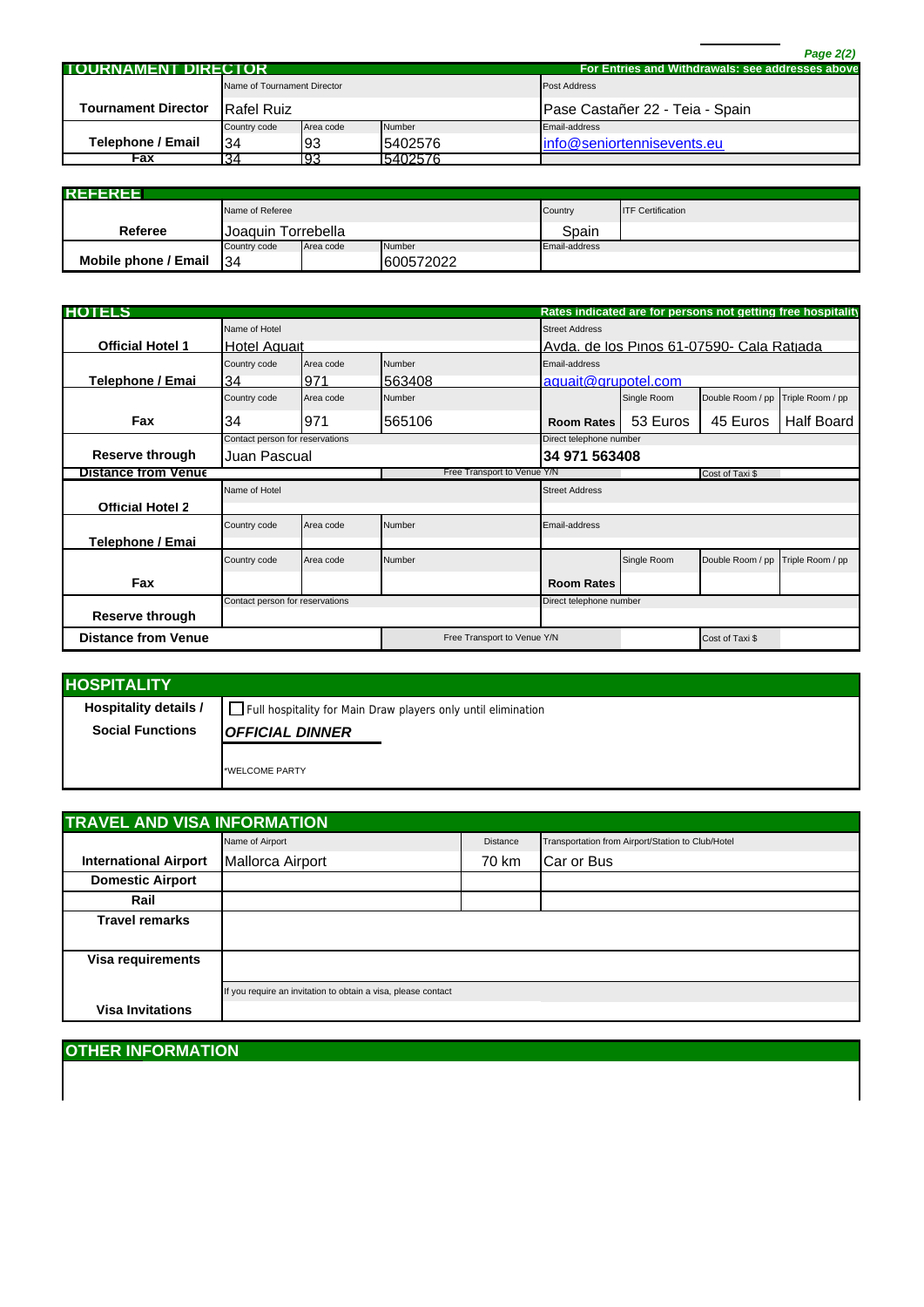## TOURNAMENT DIRECTOR

For Entries and Withdrawals: see addresses above

| | | | | |
|---|---|---|---|---|
| | Name of Tournament Director | | | Post Address |
| **Tournament Director** | Rafel Ruiz | | | Pase Castañer 22 - Teia - Spain |
| | Country code | Area code | Number | Email-address |
| **Telephone / Email** | 34 | 93 | 5402576 | info@seniortennisevents.eu |
| **Fax** | 34 | 93 | 5402576 | |

## REFEREE

| | | | | | |
|---|---|---|---|---|---|
| | Name of Referee | | | Country | ITF Certification |
| **Referee** | Joaquin Torrebella | | | Spain | |
| | Country code | Area code | Number | Email-address | |
| **Mobile phone / Email** | 34 | | 600572022 | | |

## HOTELS

Rates indicated are for persons not getting free hospitality

| | | | | | | | |
|---|---|---|---|---|---|---|---|
| | Name of Hotel | | | Street Address | | | |
| **Official Hotel 1** | Hotel Aguait | | | Avda. de los Pinos 61-07590- Cala Ratjada | | | |
| | Country code | Area code | Number | Email-address | | | |
| **Telephone / Emai** | 34 | 971 | 563408 | aguait@grupotel.com | | | |
| | Country code | Area code | Number | | Single Room | Double Room / pp | Triple Room / pp |
| **Fax** | 34 | 971 | 565106 | **Room Rates** | 53 Euros | 45 Euros | Half Board |
| | Contact person for reservations | | | Direct telephone number | | | |
| **Reserve through** | Juan Pascual | | | 34 971 563408 | | | |
| **Distance from Venue** | | | Free Transport to Venue Y/N | | | Cost of Taxi $ | |
| | Name of Hotel | | | Street Address | | | |
| **Official Hotel 2** | | | | | | | |
| | Country code | Area code | Number | Email-address | | | |
| **Telephone / Emai** | | | | | | | |
| | Country code | Area code | Number | | Single Room | Double Room / pp | Triple Room / pp |
| **Fax** | | | | **Room Rates** | | | |
| | Contact person for reservations | | | Direct telephone number | | | |
| **Reserve through** | | | | | | | |
| **Distance from Venue** | | | Free Transport to Venue Y/N | | | Cost of Taxi $ | |

## HOSPITALITY

| | |
|---|---|
| **Hospitality details / Social Functions** | ☐ Full hospitality for Main Draw players only until elimination |
| | ***OFFICIAL DINNER*** |
| | *WELCOME PARTY |

## TRAVEL AND VISA INFORMATION

| | | | |
|---|---|---|---|
| | Name of Airport | Distance | Transportation from Airport/Station to Club/Hotel |
| **International Airport** | Mallorca Airport | 70 km | Car or Bus |
| **Domestic Airport** | | | |
| **Rail** | | | |
| **Travel remarks** | | | |
| **Visa requirements** | | | |
| | If you require an invitation to obtain a visa, please contact | | |
| **Visa Invitations** | | | |

## OTHER INFORMATION